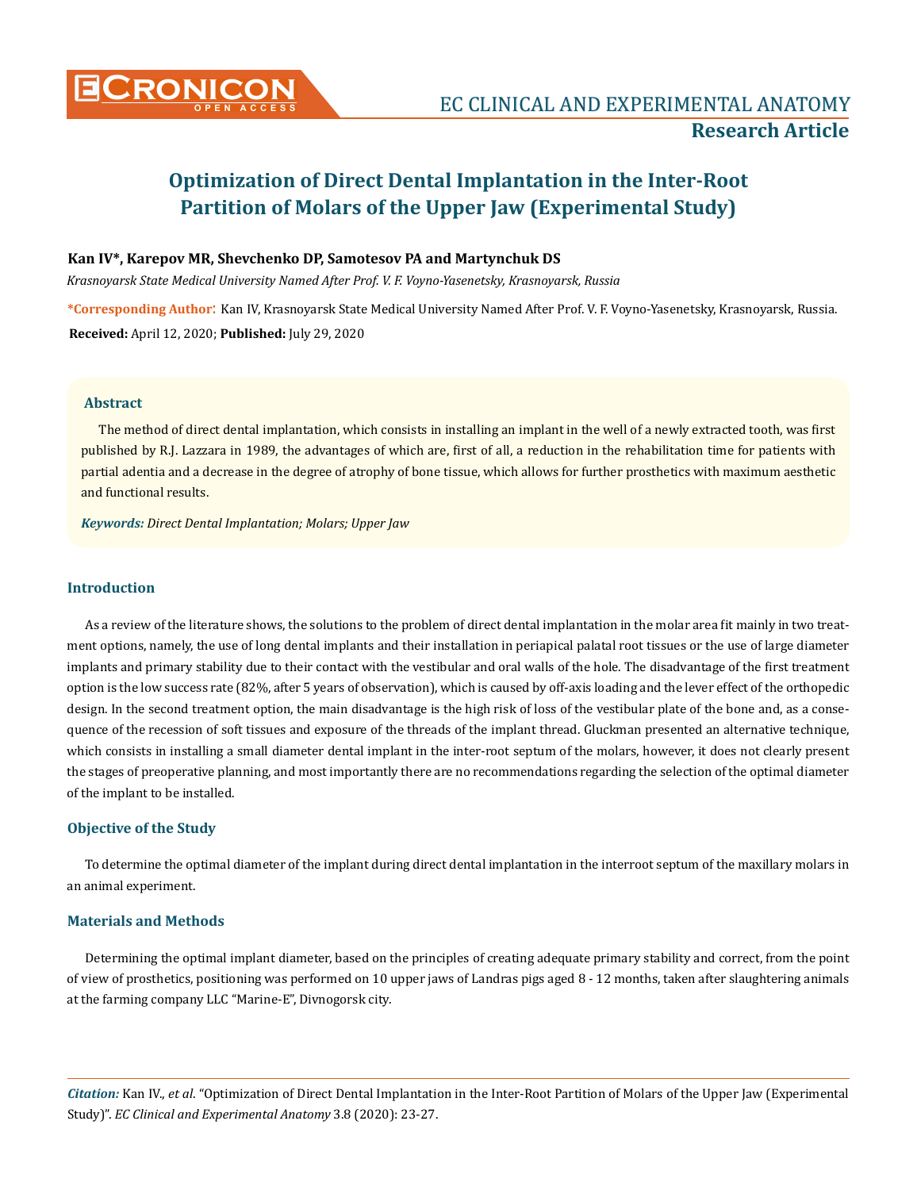# Optimization of Direct Dental Implantation in the Inter-Root Partition of Molars of the Upper Jaw (Experimental Study)

**Kan IV*, Karepov MR, Shevchenko DP, Samotesov PA and Martynchuk DS**

*Krasnoyarsk State Medical University Named After Prof. V. F. Voyno-Yasenetsky, Krasnoyarsk, Russia*

**\*Corresponding Author**: Kan IV, Krasnoyarsk State Medical University Named After Prof. V. F. Voyno-Yasenetsky, Krasnoyarsk, Russia.

**Received:** April 12, 2020; **Published:** July 29, 2020

## Abstract

The method of direct dental implantation, which consists in installing an implant in the well of a newly extracted tooth, was first published by R.J. Lazzara in 1989, the advantages of which are, first of all, a reduction in the rehabilitation time for patients with partial adentia and a decrease in the degree of atrophy of bone tissue, which allows for further prosthetics with maximum aesthetic and functional results.

***Keywords:*** *Direct Dental Implantation; Molars; Upper Jaw*

## Introduction

As a review of the literature shows, the solutions to the problem of direct dental implantation in the molar area fit mainly in two treatment options, namely, the use of long dental implants and their installation in periapical palatal root tissues or the use of large diameter implants and primary stability due to their contact with the vestibular and oral walls of the hole. The disadvantage of the first treatment option is the low success rate (82%, after 5 years of observation), which is caused by off-axis loading and the lever effect of the orthopedic design. In the second treatment option, the main disadvantage is the high risk of loss of the vestibular plate of the bone and, as a consequence of the recession of soft tissues and exposure of the threads of the implant thread. Gluckman presented an alternative technique, which consists in installing a small diameter dental implant in the inter-root septum of the molars, however, it does not clearly present the stages of preoperative planning, and most importantly there are no recommendations regarding the selection of the optimal diameter of the implant to be installed.

## Objective of the Study

To determine the optimal diameter of the implant during direct dental implantation in the interroot septum of the maxillary molars in an animal experiment.

## Materials and Methods

Determining the optimal implant diameter, based on the principles of creating adequate primary stability and correct, from the point of view of prosthetics, positioning was performed on 10 upper jaws of Landras pigs aged 8 - 12 months, taken after slaughtering animals at the farming company LLC "Marine-E", Divnogorsk city.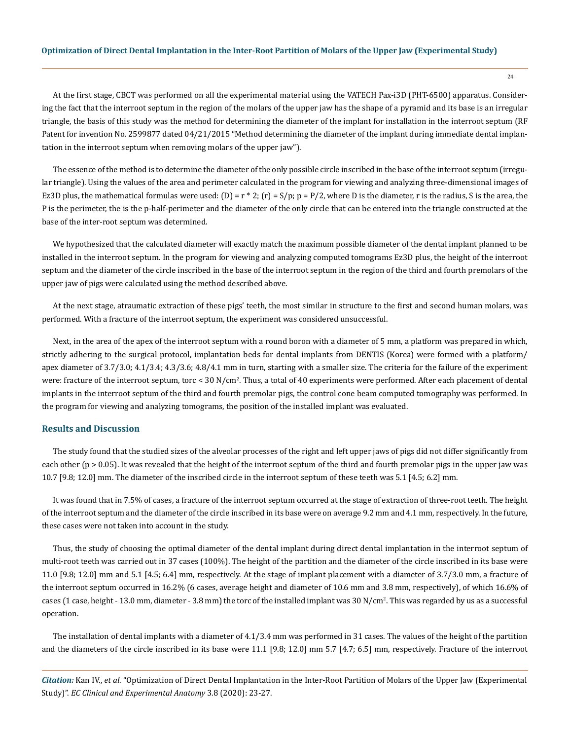At the first stage, CBCT was performed on all the experimental material using the VATECH Pax-i3D (PHT-6500) apparatus. Considering the fact that the interroot septum in the region of the molars of the upper jaw has the shape of a pyramid and its base is an irregular triangle, the basis of this study was the method for determining the diameter of the implant for installation in the interroot septum (RF Patent for invention No. 2599877 dated 04/21/2015 "Method determining the diameter of the implant during immediate dental implantation in the interroot septum when removing molars of the upper jaw").

The essence of the method is to determine the diameter of the only possible circle inscribed in the base of the interroot septum (irregular triangle). Using the values of the area and perimeter calculated in the program for viewing and analyzing three-dimensional images of Ez3D plus, the mathematical formulas were used: $(D) = r * 2$; $(r) = S/p$; $p = P/2$, where D is the diameter, r is the radius, S is the area, the P is the perimeter, the is the p-half-perimeter and the diameter of the only circle that can be entered into the triangle constructed at the base of the inter-root septum was determined.

We hypothesized that the calculated diameter will exactly match the maximum possible diameter of the dental implant planned to be installed in the interroot septum. In the program for viewing and analyzing computed tomograms Ez3D plus, the height of the interroot septum and the diameter of the circle inscribed in the base of the interroot septum in the region of the third and fourth premolars of the upper jaw of pigs were calculated using the method described above.

At the next stage, atraumatic extraction of these pigs' teeth, the most similar in structure to the first and second human molars, was performed. With a fracture of the interroot septum, the experiment was considered unsuccessful.

Next, in the area of the apex of the interroot septum with a round boron with a diameter of 5 mm, a platform was prepared in which, strictly adhering to the surgical protocol, implantation beds for dental implants from DENTIS (Korea) were formed with a platform/apex diameter of 3.7/3.0; 4.1/3.4; 4.3/3.6; 4.8/4.1 mm in turn, starting with a smaller size. The criteria for the failure of the experiment were: fracture of the interroot septum, torc < 30 $N/cm^2$. Thus, a total of 40 experiments were performed. After each placement of dental implants in the interroot septum of the third and fourth premolar pigs, the control cone beam computed tomography was performed. In the program for viewing and analyzing tomograms, the position of the installed implant was evaluated.

## Results and Discussion

The study found that the studied sizes of the alveolar processes of the right and left upper jaws of pigs did not differ significantly from each other ($p > 0.05$). It was revealed that the height of the interroot septum of the third and fourth premolar pigs in the upper jaw was 10.7 [9.8; 12.0] mm. The diameter of the inscribed circle in the interroot septum of these teeth was 5.1 [4.5; 6.2] mm.

It was found that in 7.5% of cases, a fracture of the interroot septum occurred at the stage of extraction of three-root teeth. The height of the interroot septum and the diameter of the circle inscribed in its base were on average 9.2 mm and 4.1 mm, respectively. In the future, these cases were not taken into account in the study.

Thus, the study of choosing the optimal diameter of the dental implant during direct dental implantation in the interroot septum of multi-root teeth was carried out in 37 cases (100%). The height of the partition and the diameter of the circle inscribed in its base were 11.0 [9.8; 12.0] mm and 5.1 [4.5; 6.4] mm, respectively. At the stage of implant placement with a diameter of 3.7/3.0 mm, a fracture of the interroot septum occurred in 16.2% (6 cases, average height and diameter of 10.6 mm and 3.8 mm, respectively), of which 16.6% of cases (1 case, height - 13.0 mm, diameter - 3.8 mm) the torc of the installed implant was 30 $N/cm^2$. This was regarded by us as a successful operation.

The installation of dental implants with a diameter of 4.1/3.4 mm was performed in 31 cases. The values of the height of the partition and the diameters of the circle inscribed in its base were 11.1 [9.8; 12.0] mm 5.7 [4.7; 6.5] mm, respectively. Fracture of the interroot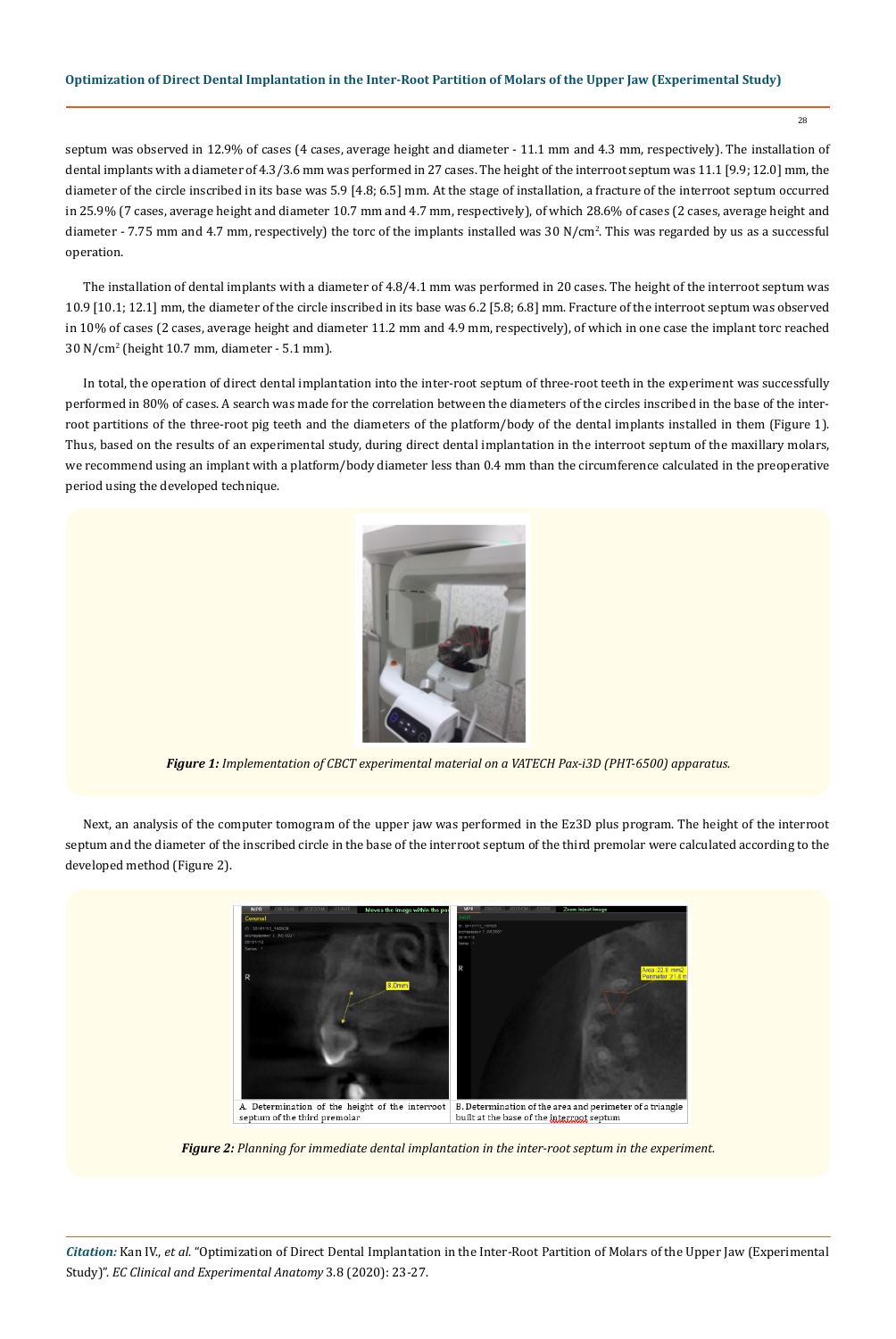septum was observed in 12.9% of cases (4 cases, average height and diameter - 11.1 mm and 4.3 mm, respectively). The installation of dental implants with a diameter of 4.3/3.6 mm was performed in 27 cases. The height of the interroot septum was 11.1 [9.9; 12.0] mm, the diameter of the circle inscribed in its base was 5.9 [4.8; 6.5] mm. At the stage of installation, a fracture of the interroot septum occurred in 25.9% (7 cases, average height and diameter 10.7 mm and 4.7 mm, respectively), of which 28.6% of cases (2 cases, average height and diameter - 7.75 mm and 4.7 mm, respectively) the torc of the implants installed was 30 $N/cm^2$. This was regarded by us as a successful operation.

The installation of dental implants with a diameter of 4.8/4.1 mm was performed in 20 cases. The height of the interroot septum was 10.9 [10.1; 12.1] mm, the diameter of the circle inscribed in its base was 6.2 [5.8; 6.8] mm. Fracture of the interroot septum was observed in 10% of cases (2 cases, average height and diameter 11.2 mm and 4.9 mm, respectively), of which in one case the implant torc reached 30 $N/cm^2$ (height 10.7 mm, diameter - 5.1 mm).

In total, the operation of direct dental implantation into the inter-root septum of three-root teeth in the experiment was successfully performed in 80% of cases. A search was made for the correlation between the diameters of the circles inscribed in the base of the inter-root partitions of the three-root pig teeth and the diameters of the platform/body of the dental implants installed in them (Figure 1). Thus, based on the results of an experimental study, during direct dental implantation in the interroot septum of the maxillary molars, we recommend using an implant with a platform/body diameter less than 0.4 mm than the circumference calculated in the preoperative period using the developed technique.

***Figure 1:*** *Implementation of CBCT experimental material on a VATECH Pax-i3D (PHT-6500) apparatus.*

Next, an analysis of the computer tomogram of the upper jaw was performed in the Ez3D plus program. The height of the interroot septum and the diameter of the inscribed circle in the base of the interroot septum of the third premolar were calculated according to the developed method (Figure 2).

A. Determination of the height of the interroot septum of the third premolar

B. Determination of the area and perimeter of a triangle built at the base of the interroot septum

***Figure 2:*** *Planning for immediate dental implantation in the inter-root septum in the experiment.*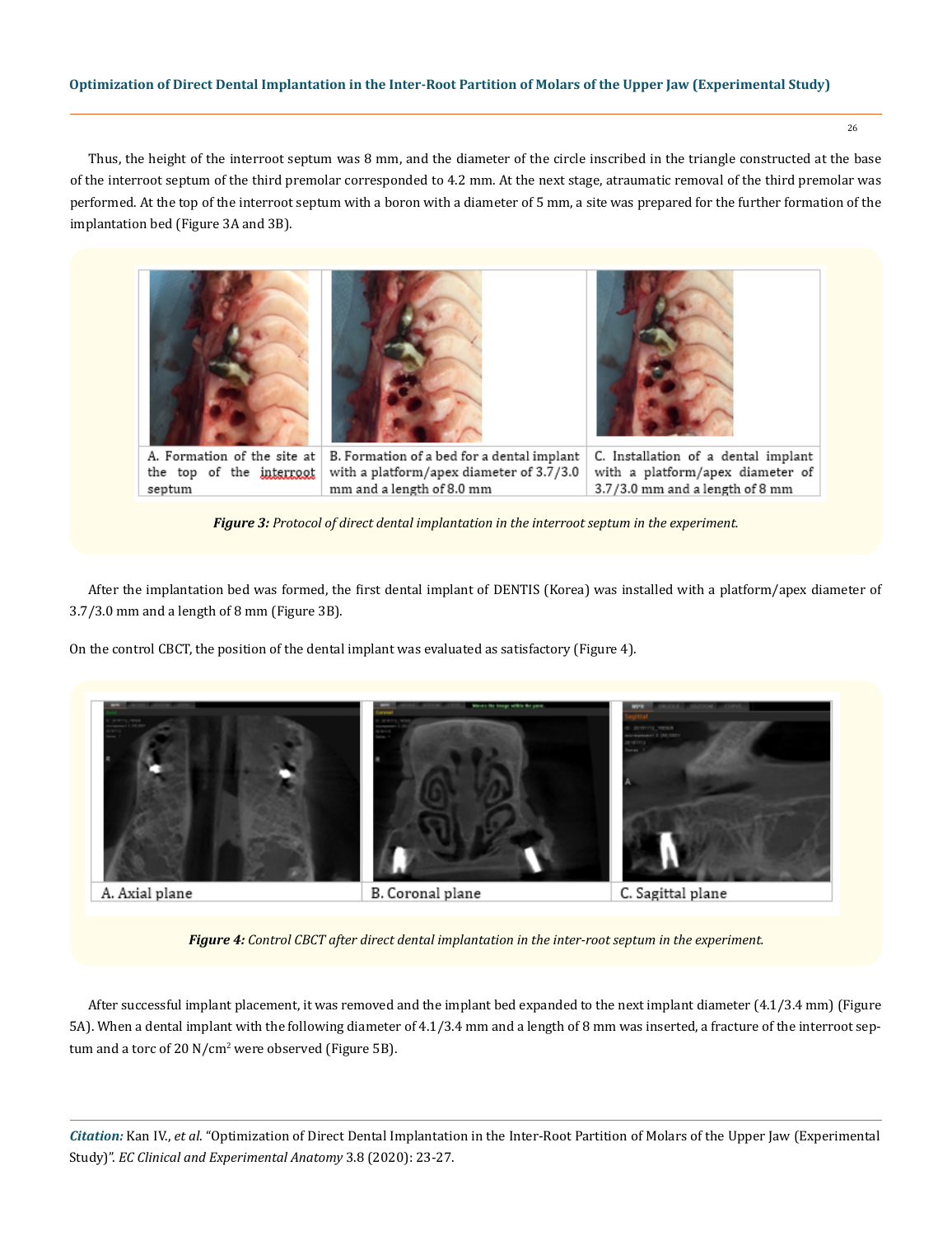Thus, the height of the interroot septum was 8 mm, and the diameter of the circle inscribed in the triangle constructed at the base of the interroot septum of the third premolar corresponded to 4.2 mm. At the next stage, atraumatic removal of the third premolar was performed. At the top of the interroot septum with a boron with a diameter of 5 mm, a site was prepared for the further formation of the implantation bed (Figure 3A and 3B).

A. Formation of the site at the top of the interroot septum

B. Formation of a bed for a dental implant with a platform/apex diameter of 3.7/3.0 mm and a length of 8.0 mm

C. Installation of a dental implant with a platform/apex diameter of 3.7/3.0 mm and a length of 8 mm

***Figure 3:*** *Protocol of direct dental implantation in the interroot septum in the experiment.*

After the implantation bed was formed, the first dental implant of DENTIS (Korea) was installed with a platform/apex diameter of 3.7/3.0 mm and a length of 8 mm (Figure 3B).

On the control CBCT, the position of the dental implant was evaluated as satisfactory (Figure 4).

A. Axial plane

B. Coronal plane

C. Sagittal plane

***Figure 4:*** *Control CBCT after direct dental implantation in the inter-root septum in the experiment.*

After successful implant placement, it was removed and the implant bed expanded to the next implant diameter (4.1/3.4 mm) (Figure 5A). When a dental implant with the following diameter of 4.1/3.4 mm and a length of 8 mm was inserted, a fracture of the interroot septum and a torc of 20 N/cm$^2$ were observed (Figure 5B).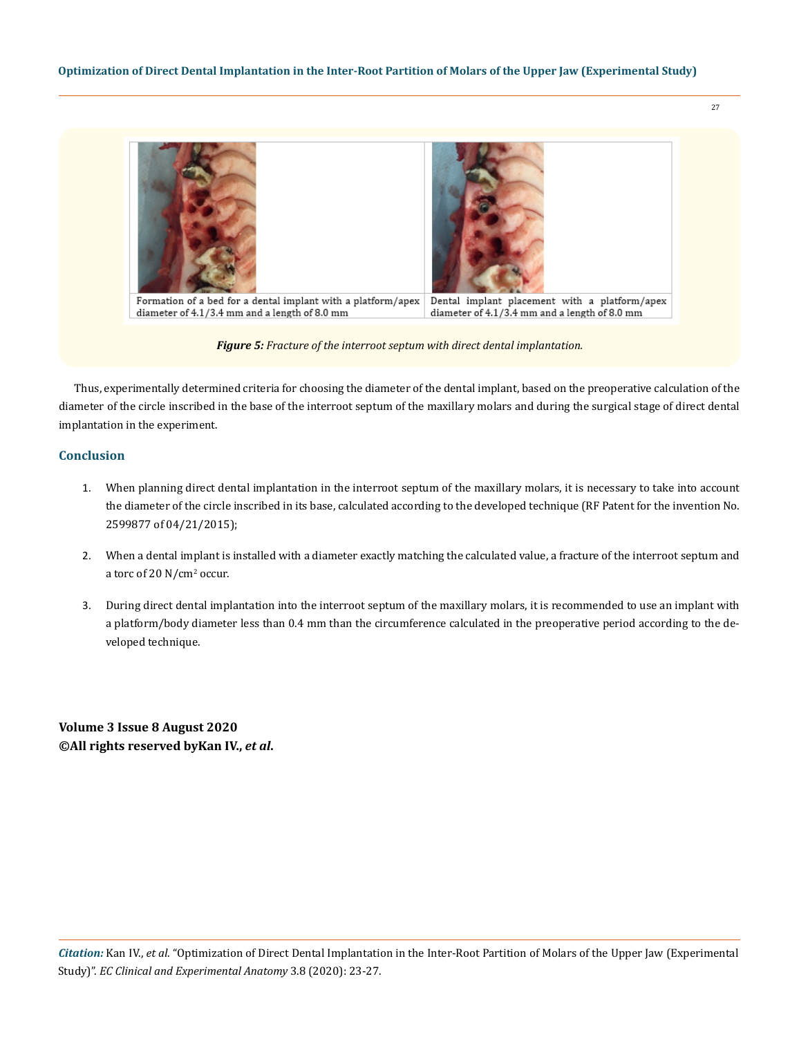| Formation of a bed for a dental implant with a platform/apex diameter of 4.1/3.4 mm and a length of 8.0 mm | Dental implant placement with a platform/apex diameter of 4.1/3.4 mm and a length of 8.0 mm |
|---|---|

***Figure 5:*** *Fracture of the interroot septum with direct dental implantation.*

Thus, experimentally determined criteria for choosing the diameter of the dental implant, based on the preoperative calculation of the diameter of the circle inscribed in the base of the interroot septum of the maxillary molars and during the surgical stage of direct dental implantation in the experiment.

## Conclusion

1. When planning direct dental implantation in the interroot septum of the maxillary molars, it is necessary to take into account the diameter of the circle inscribed in its base, calculated according to the developed technique (RF Patent for the invention No. 2599877 of 04/21/2015);

2. When a dental implant is installed with a diameter exactly matching the calculated value, a fracture of the interroot septum and a torc of 20 $N/cm^2$ occur.

3. During direct dental implantation into the interroot septum of the maxillary molars, it is recommended to use an implant with a platform/body diameter less than 0.4 mm than the circumference calculated in the preoperative period according to the developed technique.

**Volume 3 Issue 8 August 2020**
**©All rights reserved byKan IV., *et al*.**